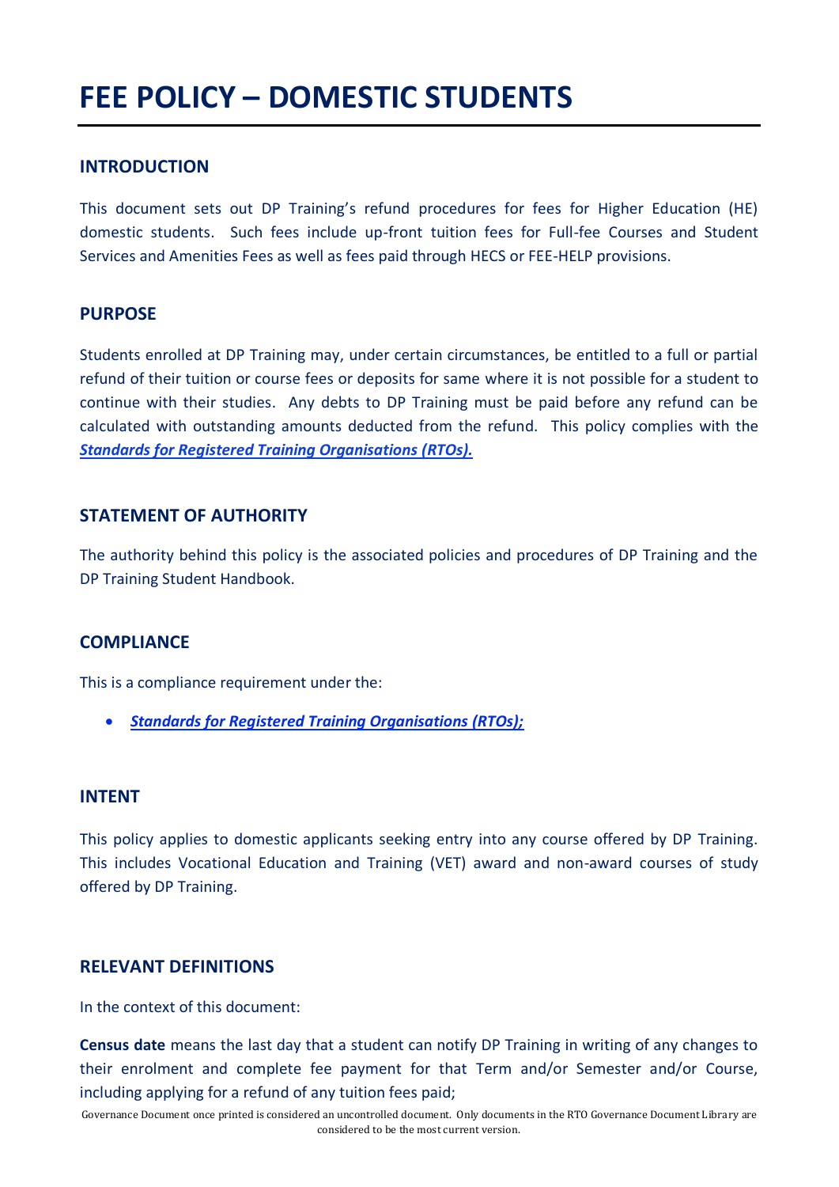# FEE POLICY – DOMESTIC STUDENTS

## INTRODUCTION

This document sets out DP Training's refund procedures for fees for Higher Education (HE) domestic students. Such fees include up-front tuition fees for Full-fee Courses and Student Services and Amenities Fees as well as fees paid through HECS or FEE-HELP provisions.

## PURPOSE

Students enrolled at DP Training may, under certain circumstances, be entitled to a full or partial refund of their tuition or course fees or deposits for same where it is not possible for a student to continue with their studies. Any debts to DP Training must be paid before any refund can be calculated with outstanding amounts deducted from the refund. This policy complies with the ***Standards for Registered Training Organisations (RTOs).***

## STATEMENT OF AUTHORITY

The authority behind this policy is the associated policies and procedures of DP Training and the DP Training Student Handbook.

## COMPLIANCE

This is a compliance requirement under the:

- ***Standards for Registered Training Organisations (RTOs);***

## INTENT

This policy applies to domestic applicants seeking entry into any course offered by DP Training. This includes Vocational Education and Training (VET) award and non-award courses of study offered by DP Training.

## RELEVANT DEFINITIONS

In the context of this document:

**Census date** means the last day that a student can notify DP Training in writing of any changes to their enrolment and complete fee payment for that Term and/or Semester and/or Course, including applying for a refund of any tuition fees paid;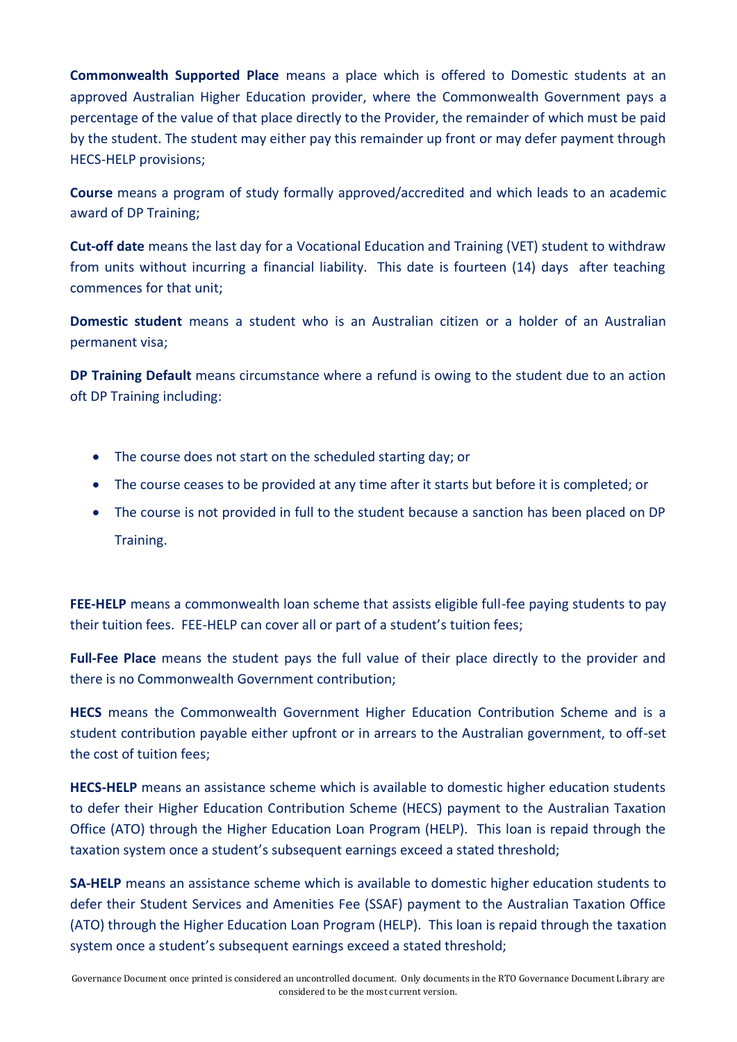**Commonwealth Supported Place** means a place which is offered to Domestic students at an approved Australian Higher Education provider, where the Commonwealth Government pays a percentage of the value of that place directly to the Provider, the remainder of which must be paid by the student. The student may either pay this remainder up front or may defer payment through HECS-HELP provisions;

**Course** means a program of study formally approved/accredited and which leads to an academic award of DP Training;

**Cut-off date** means the last day for a Vocational Education and Training (VET) student to withdraw from units without incurring a financial liability. This date is fourteen (14) days after teaching commences for that unit;

**Domestic student** means a student who is an Australian citizen or a holder of an Australian permanent visa;

**DP Training Default** means circumstance where a refund is owing to the student due to an action oft DP Training including:

- The course does not start on the scheduled starting day; or
- The course ceases to be provided at any time after it starts but before it is completed; or
- The course is not provided in full to the student because a sanction has been placed on DP Training.

**FEE-HELP** means a commonwealth loan scheme that assists eligible full-fee paying students to pay their tuition fees. FEE-HELP can cover all or part of a student's tuition fees;

**Full-Fee Place** means the student pays the full value of their place directly to the provider and there is no Commonwealth Government contribution;

**HECS** means the Commonwealth Government Higher Education Contribution Scheme and is a student contribution payable either upfront or in arrears to the Australian government, to off-set the cost of tuition fees;

**HECS-HELP** means an assistance scheme which is available to domestic higher education students to defer their Higher Education Contribution Scheme (HECS) payment to the Australian Taxation Office (ATO) through the Higher Education Loan Program (HELP). This loan is repaid through the taxation system once a student's subsequent earnings exceed a stated threshold;

**SA-HELP** means an assistance scheme which is available to domestic higher education students to defer their Student Services and Amenities Fee (SSAF) payment to the Australian Taxation Office (ATO) through the Higher Education Loan Program (HELP). This loan is repaid through the taxation system once a student's subsequent earnings exceed a stated threshold;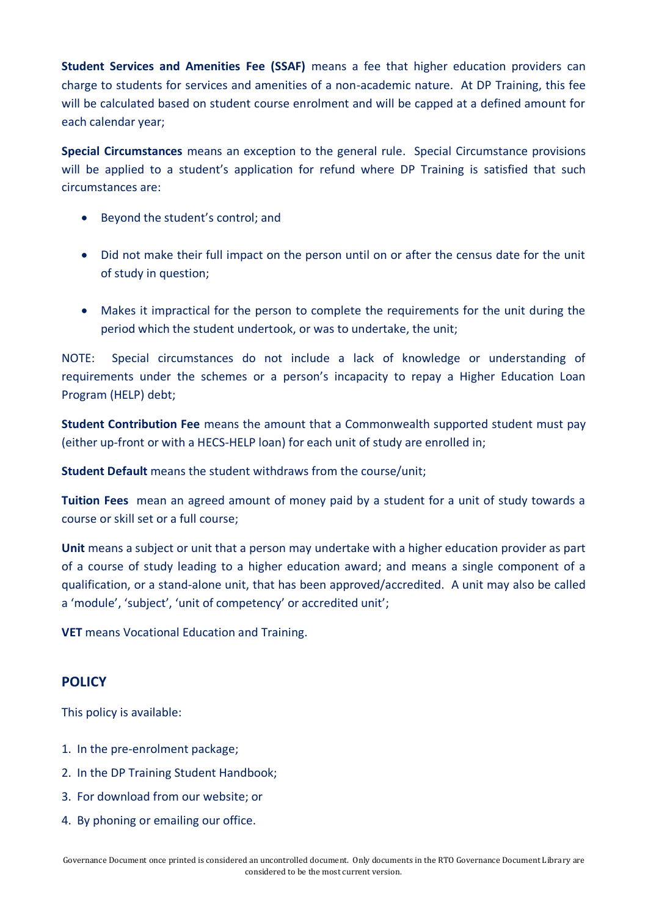**Student Services and Amenities Fee (SSAF)** means a fee that higher education providers can charge to students for services and amenities of a non-academic nature. At DP Training, this fee will be calculated based on student course enrolment and will be capped at a defined amount for each calendar year;

**Special Circumstances** means an exception to the general rule. Special Circumstance provisions will be applied to a student's application for refund where DP Training is satisfied that such circumstances are:

- Beyond the student's control; and
- Did not make their full impact on the person until on or after the census date for the unit of study in question;
- Makes it impractical for the person to complete the requirements for the unit during the period which the student undertook, or was to undertake, the unit;

NOTE: Special circumstances do not include a lack of knowledge or understanding of requirements under the schemes or a person's incapacity to repay a Higher Education Loan Program (HELP) debt;

**Student Contribution Fee** means the amount that a Commonwealth supported student must pay (either up-front or with a HECS-HELP loan) for each unit of study are enrolled in;

**Student Default** means the student withdraws from the course/unit;

**Tuition Fees** mean an agreed amount of money paid by a student for a unit of study towards a course or skill set or a full course;

**Unit** means a subject or unit that a person may undertake with a higher education provider as part of a course of study leading to a higher education award; and means a single component of a qualification, or a stand-alone unit, that has been approved/accredited. A unit may also be called a 'module', 'subject', 'unit of competency' or accredited unit';

**VET** means Vocational Education and Training.

## POLICY

This policy is available:

1. In the pre-enrolment package;
2. In the DP Training Student Handbook;
3. For download from our website; or
4. By phoning or emailing our office.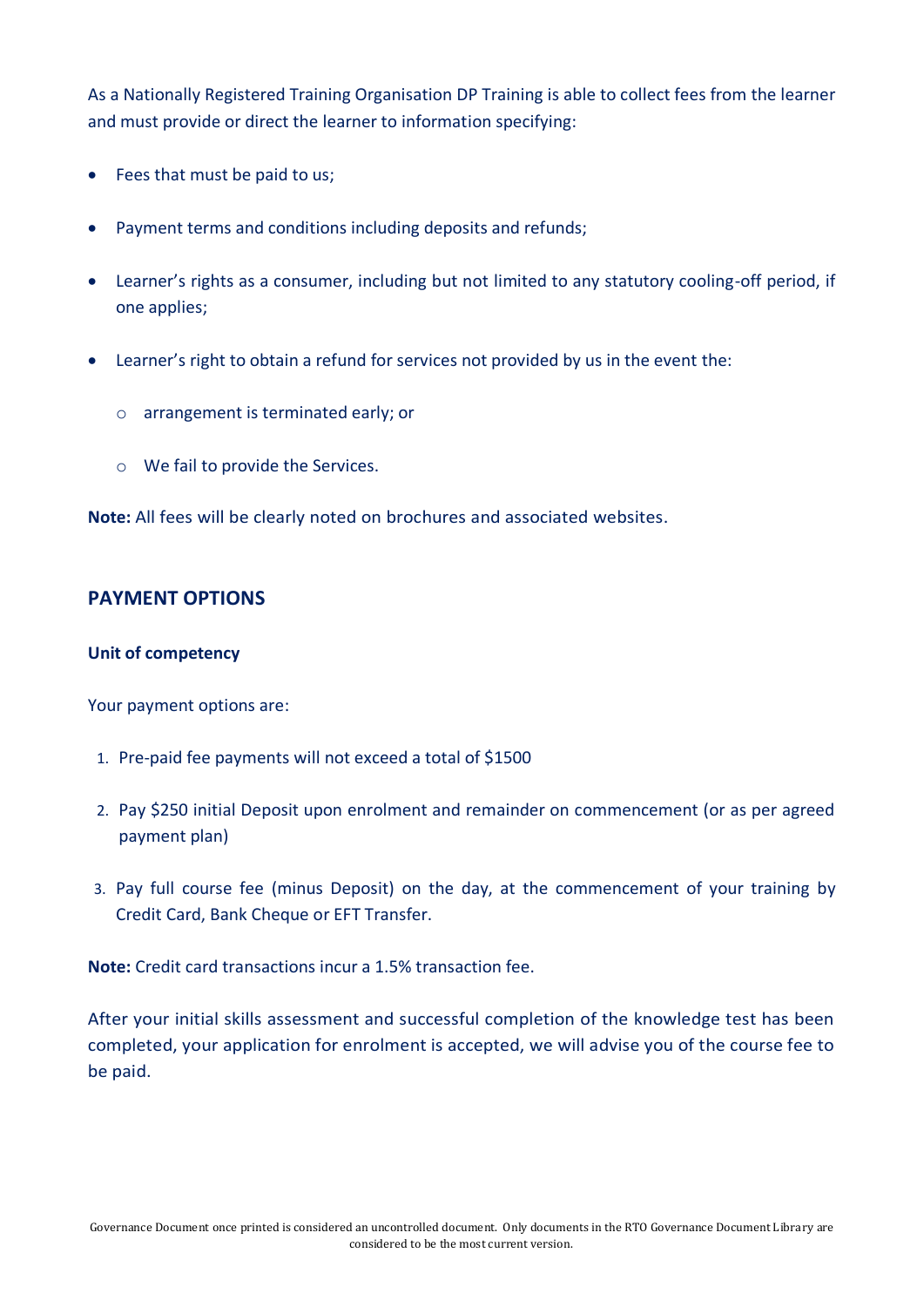As a Nationally Registered Training Organisation DP Training is able to collect fees from the learner and must provide or direct the learner to information specifying:

- Fees that must be paid to us;
- Payment terms and conditions including deposits and refunds;
- Learner's rights as a consumer, including but not limited to any statutory cooling-off period, if one applies;
- Learner's right to obtain a refund for services not provided by us in the event the:
  - arrangement is terminated early; or
  - We fail to provide the Services.

**Note:** All fees will be clearly noted on brochures and associated websites.

## PAYMENT OPTIONS

### Unit of competency

Your payment options are:

1. Pre-paid fee payments will not exceed a total of $1500
2. Pay $250 initial Deposit upon enrolment and remainder on commencement (or as per agreed payment plan)
3. Pay full course fee (minus Deposit) on the day, at the commencement of your training by Credit Card, Bank Cheque or EFT Transfer.

**Note:** Credit card transactions incur a 1.5% transaction fee.

After your initial skills assessment and successful completion of the knowledge test has been completed, your application for enrolment is accepted, we will advise you of the course fee to be paid.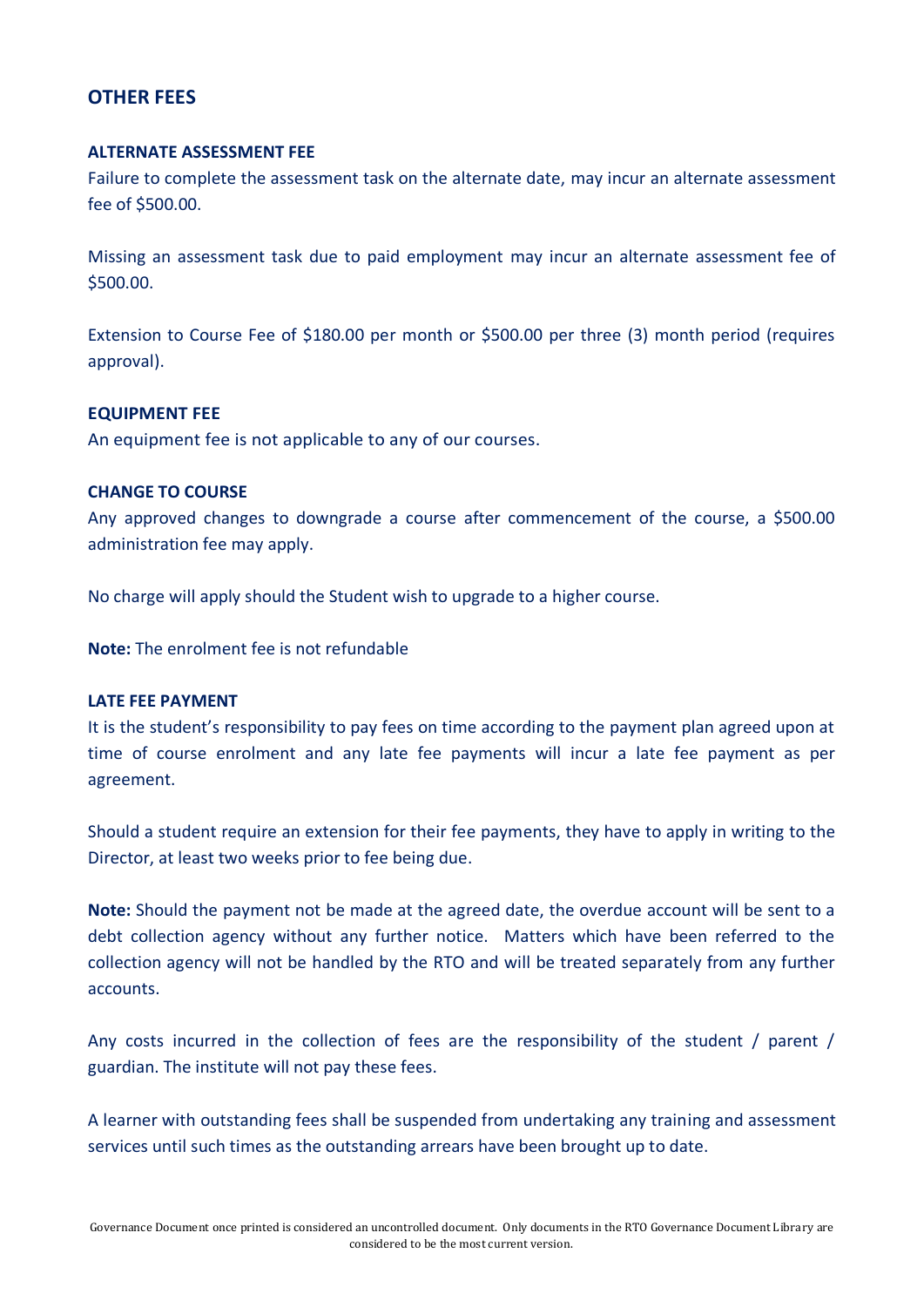## OTHER FEES

### ALTERNATE ASSESSMENT FEE

Failure to complete the assessment task on the alternate date, may incur an alternate assessment fee of $500.00.

Missing an assessment task due to paid employment may incur an alternate assessment fee of $500.00.

Extension to Course Fee of $180.00 per month or $500.00 per three (3) month period (requires approval).

### EQUIPMENT FEE

An equipment fee is not applicable to any of our courses.

### CHANGE TO COURSE

Any approved changes to downgrade a course after commencement of the course, a $500.00 administration fee may apply.

No charge will apply should the Student wish to upgrade to a higher course.

**Note:** The enrolment fee is not refundable

### LATE FEE PAYMENT

It is the student's responsibility to pay fees on time according to the payment plan agreed upon at time of course enrolment and any late fee payments will incur a late fee payment as per agreement.

Should a student require an extension for their fee payments, they have to apply in writing to the Director, at least two weeks prior to fee being due.

**Note:** Should the payment not be made at the agreed date, the overdue account will be sent to a debt collection agency without any further notice. Matters which have been referred to the collection agency will not be handled by the RTO and will be treated separately from any further accounts.

Any costs incurred in the collection of fees are the responsibility of the student / parent / guardian. The institute will not pay these fees.

A learner with outstanding fees shall be suspended from undertaking any training and assessment services until such times as the outstanding arrears have been brought up to date.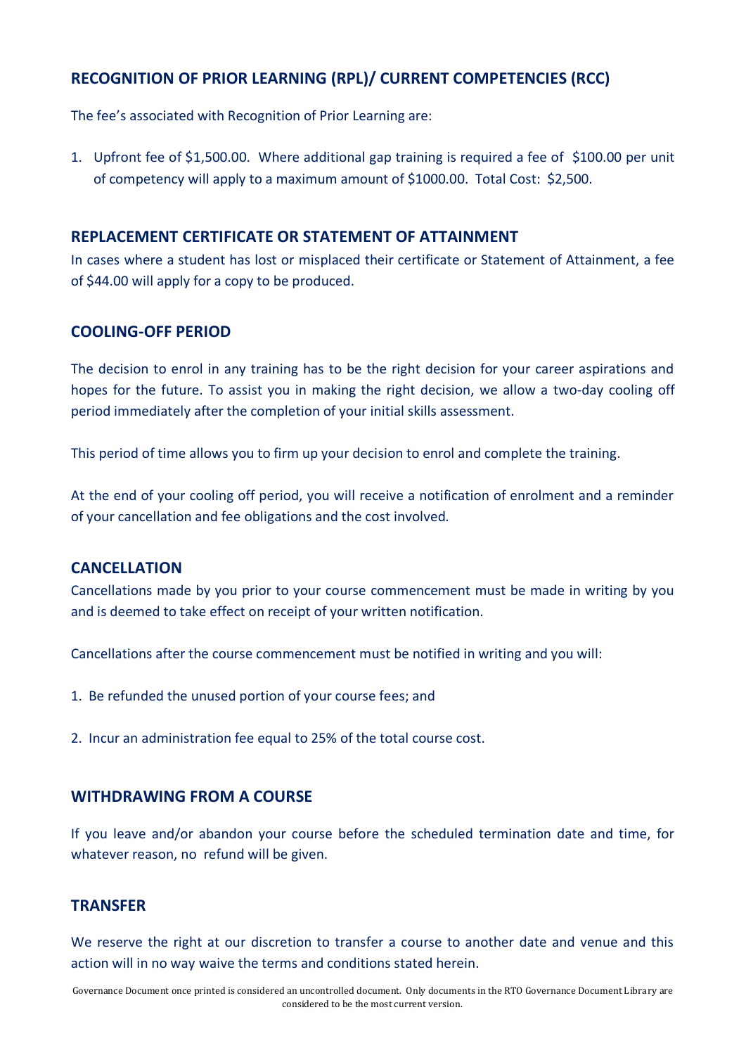## RECOGNITION OF PRIOR LEARNING (RPL)/ CURRENT COMPETENCIES (RCC)

The fee's associated with Recognition of Prior Learning are:

1. Upfront fee of $1,500.00. Where additional gap training is required a fee of $100.00 per unit of competency will apply to a maximum amount of $1000.00. Total Cost: $2,500.

## REPLACEMENT CERTIFICATE OR STATEMENT OF ATTAINMENT

In cases where a student has lost or misplaced their certificate or Statement of Attainment, a fee of $44.00 will apply for a copy to be produced.

## COOLING-OFF PERIOD

The decision to enrol in any training has to be the right decision for your career aspirations and hopes for the future. To assist you in making the right decision, we allow a two-day cooling off period immediately after the completion of your initial skills assessment.

This period of time allows you to firm up your decision to enrol and complete the training.

At the end of your cooling off period, you will receive a notification of enrolment and a reminder of your cancellation and fee obligations and the cost involved.

## CANCELLATION

Cancellations made by you prior to your course commencement must be made in writing by you and is deemed to take effect on receipt of your written notification.

Cancellations after the course commencement must be notified in writing and you will:

1. Be refunded the unused portion of your course fees; and
2. Incur an administration fee equal to 25% of the total course cost.

## WITHDRAWING FROM A COURSE

If you leave and/or abandon your course before the scheduled termination date and time, for whatever reason, no refund will be given.

## TRANSFER

We reserve the right at our discretion to transfer a course to another date and venue and this action will in no way waive the terms and conditions stated herein.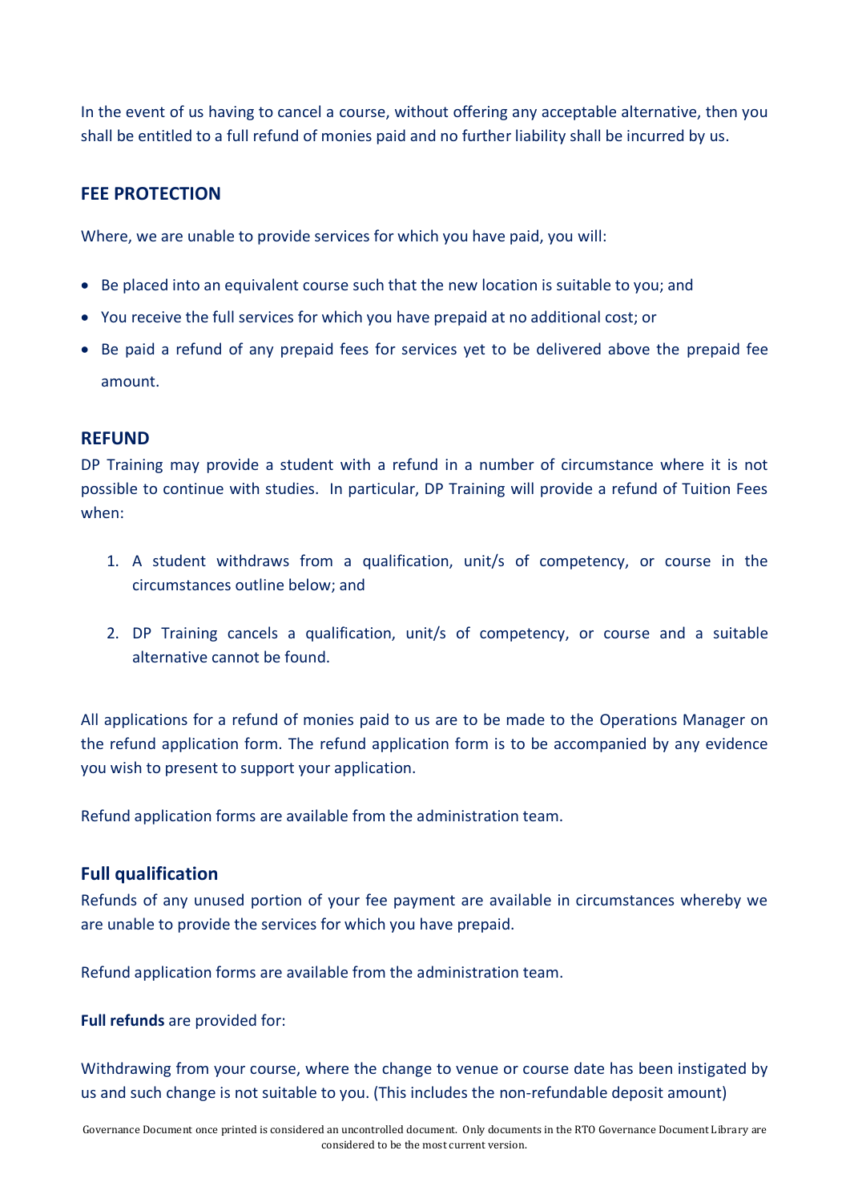In the event of us having to cancel a course, without offering any acceptable alternative, then you shall be entitled to a full refund of monies paid and no further liability shall be incurred by us.

## FEE PROTECTION

Where, we are unable to provide services for which you have paid, you will:

- Be placed into an equivalent course such that the new location is suitable to you; and
- You receive the full services for which you have prepaid at no additional cost; or
- Be paid a refund of any prepaid fees for services yet to be delivered above the prepaid fee amount.

## REFUND

DP Training may provide a student with a refund in a number of circumstance where it is not possible to continue with studies. In particular, DP Training will provide a refund of Tuition Fees when:

1. A student withdraws from a qualification, unit/s of competency, or course in the circumstances outline below; and

2. DP Training cancels a qualification, unit/s of competency, or course and a suitable alternative cannot be found.

All applications for a refund of monies paid to us are to be made to the Operations Manager on the refund application form. The refund application form is to be accompanied by any evidence you wish to present to support your application.

Refund application forms are available from the administration team.

### Full qualification

Refunds of any unused portion of your fee payment are available in circumstances whereby we are unable to provide the services for which you have prepaid.

Refund application forms are available from the administration team.

**Full refunds** are provided for:

Withdrawing from your course, where the change to venue or course date has been instigated by us and such change is not suitable to you. (This includes the non-refundable deposit amount)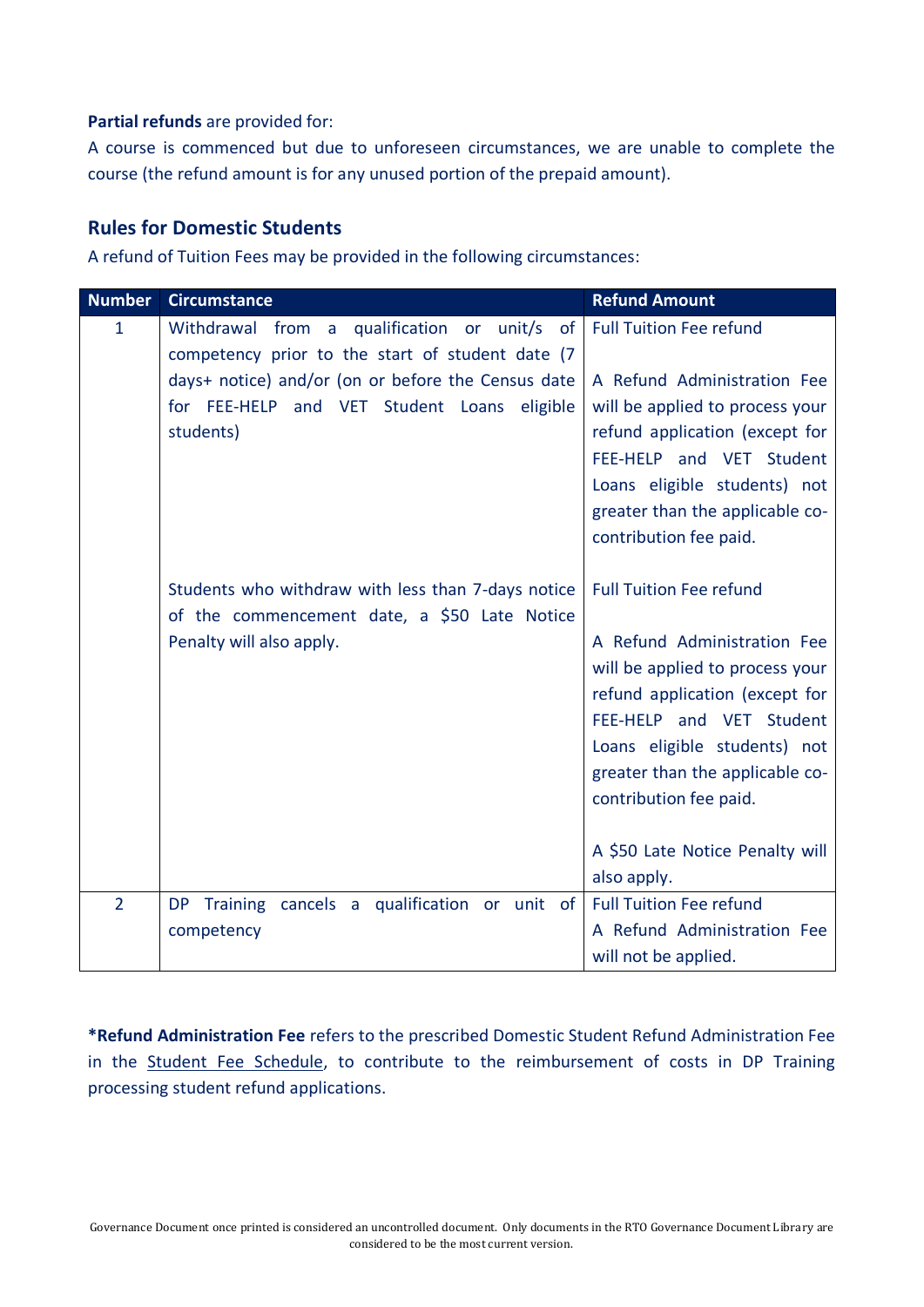**Partial refunds** are provided for:

A course is commenced but due to unforeseen circumstances, we are unable to complete the course (the refund amount is for any unused portion of the prepaid amount).

## Rules for Domestic Students

A refund of Tuition Fees may be provided in the following circumstances:

| Number | Circumstance | Refund Amount |
|---|---|---|
| 1 | Withdrawal from a qualification or unit/s of competency prior to the start of student date (7 days+ notice) and/or (on or before the Census date for FEE-HELP and VET Student Loans eligible students) | Full Tuition Fee refund<br><br>A Refund Administration Fee will be applied to process your refund application (except for FEE-HELP and VET Student Loans eligible students) not greater than the applicable co-contribution fee paid. |
| | Students who withdraw with less than 7-days notice of the commencement date, a $50 Late Notice Penalty will also apply. | Full Tuition Fee refund<br><br>A Refund Administration Fee will be applied to process your refund application (except for FEE-HELP and VET Student Loans eligible students) not greater than the applicable co-contribution fee paid.<br><br>A $50 Late Notice Penalty will also apply. |
| 2 | DP Training cancels a qualification or unit of competency | Full Tuition Fee refund<br>A Refund Administration Fee will not be applied. |

***Refund Administration Fee** refers to the prescribed Domestic Student Refund Administration Fee in the Student Fee Schedule, to contribute to the reimbursement of costs in DP Training processing student refund applications.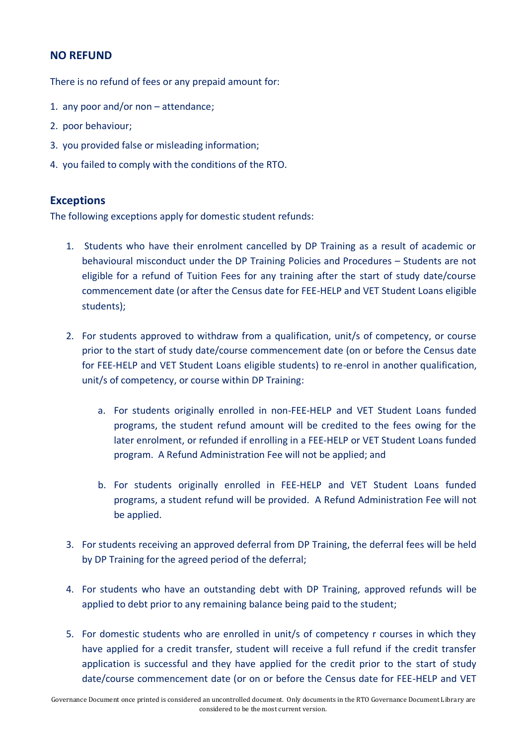## NO REFUND

There is no refund of fees or any prepaid amount for:

1. any poor and/or non – attendance;
2. poor behaviour;
3. you provided false or misleading information;
4. you failed to comply with the conditions of the RTO.

## Exceptions

The following exceptions apply for domestic student refunds:

1. Students who have their enrolment cancelled by DP Training as a result of academic or behavioural misconduct under the DP Training Policies and Procedures – Students are not eligible for a refund of Tuition Fees for any training after the start of study date/course commencement date (or after the Census date for FEE-HELP and VET Student Loans eligible students);

2. For students approved to withdraw from a qualification, unit/s of competency, or course prior to the start of study date/course commencement date (on or before the Census date for FEE-HELP and VET Student Loans eligible students) to re-enrol in another qualification, unit/s of competency, or course within DP Training:

   a. For students originally enrolled in non-FEE-HELP and VET Student Loans funded programs, the student refund amount will be credited to the fees owing for the later enrolment, or refunded if enrolling in a FEE-HELP or VET Student Loans funded program. A Refund Administration Fee will not be applied; and

   b. For students originally enrolled in FEE-HELP and VET Student Loans funded programs, a student refund will be provided. A Refund Administration Fee will not be applied.

3. For students receiving an approved deferral from DP Training, the deferral fees will be held by DP Training for the agreed period of the deferral;

4. For students who have an outstanding debt with DP Training, approved refunds will be applied to debt prior to any remaining balance being paid to the student;

5. For domestic students who are enrolled in unit/s of competency r courses in which they have applied for a credit transfer, student will receive a full refund if the credit transfer application is successful and they have applied for the credit prior to the start of study date/course commencement date (or on or before the Census date for FEE-HELP and VET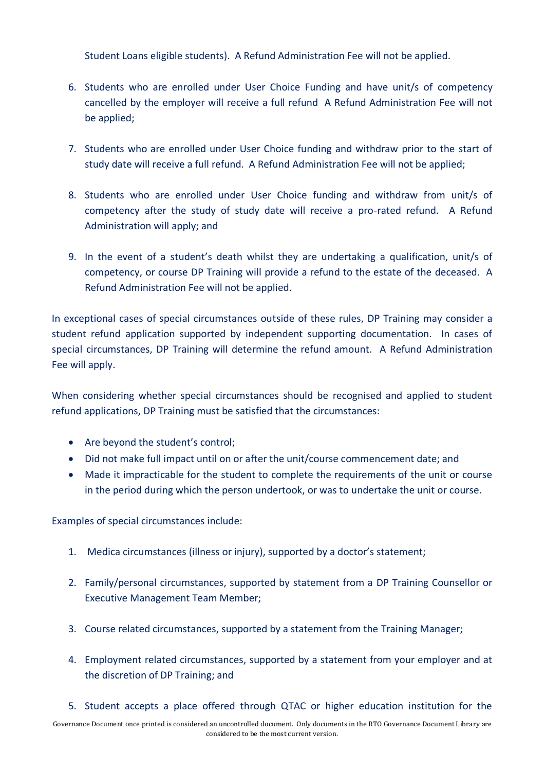Student Loans eligible students). A Refund Administration Fee will not be applied.

6. Students who are enrolled under User Choice Funding and have unit/s of competency cancelled by the employer will receive a full refund A Refund Administration Fee will not be applied;

7. Students who are enrolled under User Choice funding and withdraw prior to the start of study date will receive a full refund. A Refund Administration Fee will not be applied;

8. Students who are enrolled under User Choice funding and withdraw from unit/s of competency after the study of study date will receive a pro-rated refund. A Refund Administration will apply; and

9. In the event of a student's death whilst they are undertaking a qualification, unit/s of competency, or course DP Training will provide a refund to the estate of the deceased. A Refund Administration Fee will not be applied.

In exceptional cases of special circumstances outside of these rules, DP Training may consider a student refund application supported by independent supporting documentation. In cases of special circumstances, DP Training will determine the refund amount. A Refund Administration Fee will apply.

When considering whether special circumstances should be recognised and applied to student refund applications, DP Training must be satisfied that the circumstances:

- Are beyond the student's control;
- Did not make full impact until on or after the unit/course commencement date; and
- Made it impracticable for the student to complete the requirements of the unit or course in the period during which the person undertook, or was to undertake the unit or course.

Examples of special circumstances include:

1. Medica circumstances (illness or injury), supported by a doctor's statement;

2. Family/personal circumstances, supported by statement from a DP Training Counsellor or Executive Management Team Member;

3. Course related circumstances, supported by a statement from the Training Manager;

4. Employment related circumstances, supported by a statement from your employer and at the discretion of DP Training; and

5. Student accepts a place offered through QTAC or higher education institution for the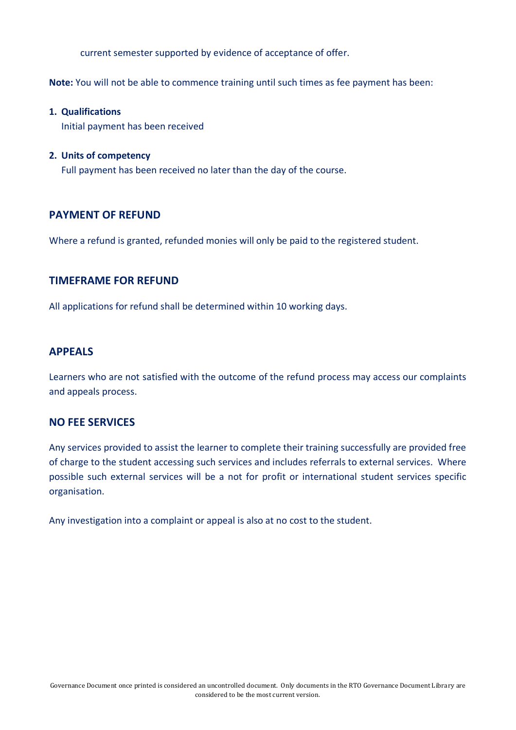current semester supported by evidence of acceptance of offer.

**Note:** You will not be able to commence training until such times as fee payment has been:

1. **Qualifications**
   Initial payment has been received

2. **Units of competency**
   Full payment has been received no later than the day of the course.

## PAYMENT OF REFUND

Where a refund is granted, refunded monies will only be paid to the registered student.

## TIMEFRAME FOR REFUND

All applications for refund shall be determined within 10 working days.

## APPEALS

Learners who are not satisfied with the outcome of the refund process may access our complaints and appeals process.

## NO FEE SERVICES

Any services provided to assist the learner to complete their training successfully are provided free of charge to the student accessing such services and includes referrals to external services. Where possible such external services will be a not for profit or international student services specific organisation.

Any investigation into a complaint or appeal is also at no cost to the student.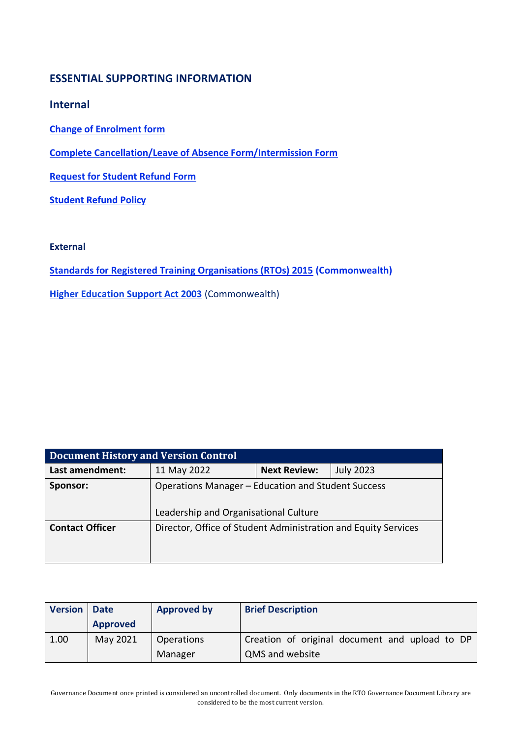## ESSENTIAL SUPPORTING INFORMATION

### Internal

**Change of Enrolment form**

**Complete Cancellation/Leave of Absence Form/Intermission Form**

**Request for Student Refund Form**

**Student Refund Policy**

#### External

**Standards for Registered Training Organisations (RTOs) 2015 (Commonwealth)**

**Higher Education Support Act 2003** (Commonwealth)

| Document History and Version Control | | | |
|---|---|---|---|
| **Last amendment:** | 11 May 2022 | **Next Review:** | July 2023 |
| **Sponsor:** | Operations Manager – Education and Student Success<br><br>Leadership and Organisational Culture | | |
| **Contact Officer** | Director, Office of Student Administration and Equity Services | | |

| Version | Date Approved | Approved by | Brief Description |
|---|---|---|---|
| 1.00 | May 2021 | Operations Manager | Creation of original document and upload to DP QMS and website |

Governance Document once printed is considered an uncontrolled document. Only documents in the RTO Governance Document Library are considered to be the most current version.